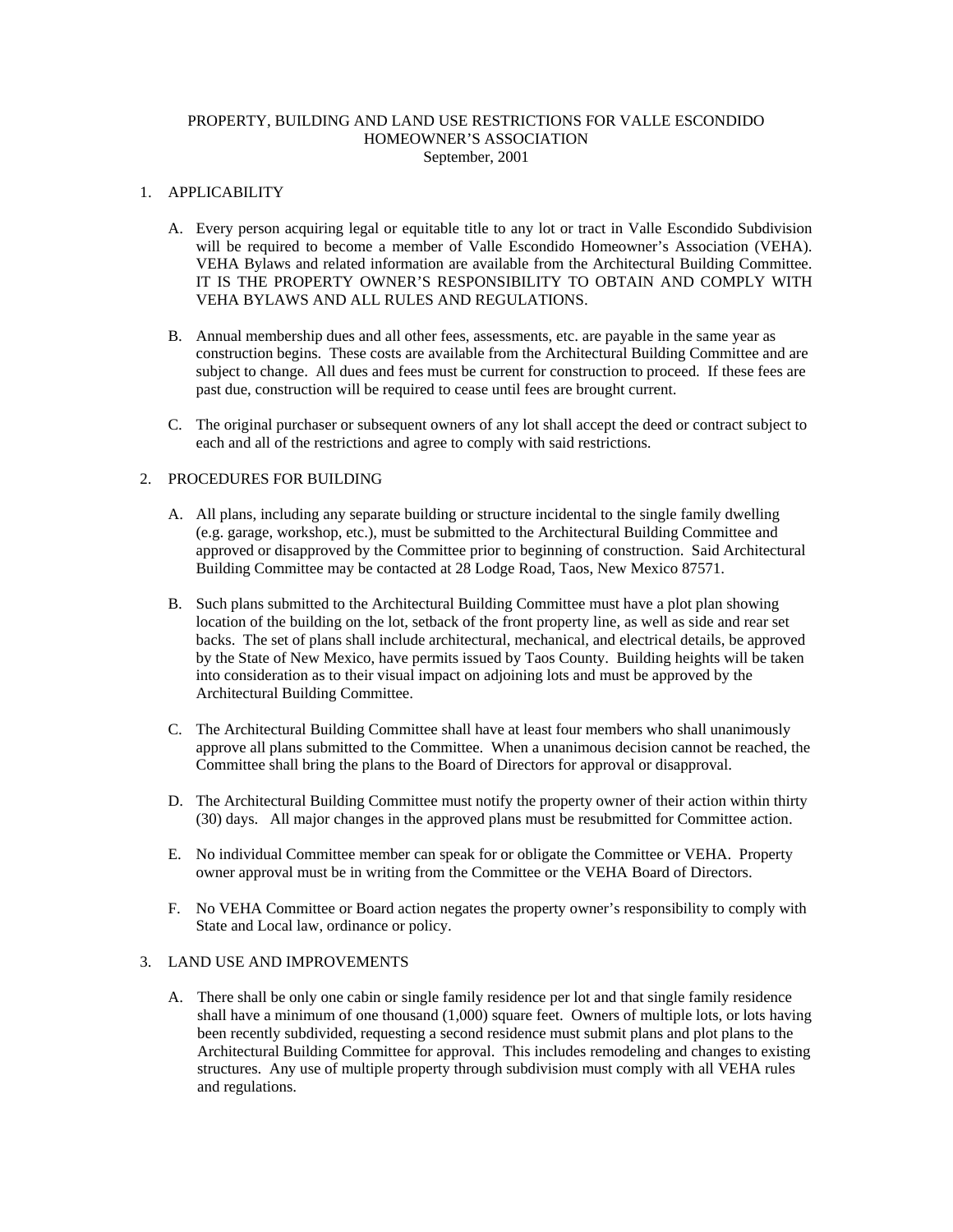# PROPERTY, BUILDING AND LAND USE RESTRICTIONS FOR VALLE ESCONDIDO HOMEOWNER'S ASSOCIATION

September, 2001

## 1. APPLICABILITY

A. Every person acquiring legal or equitable title to any lot or tract in Valle Escondido Subdivision will be required to become a member of Valle Escondido Homeowner's Association (VEHA). VEHA Bylaws and related information are available from the Architectural Building Committee. IT IS THE PROPERTY OWNER'S RESPONSIBILITY TO OBTAIN AND COMPLY WITH VEHA BYLAWS AND ALL RULES AND REGULATIONS.

B. Annual membership dues and all other fees, assessments, etc. are payable in the same year as construction begins. These costs are available from the Architectural Building Committee and are subject to change. All dues and fees must be current for construction to proceed. If these fees are past due, construction will be required to cease until fees are brought current.

C. The original purchaser or subsequent owners of any lot shall accept the deed or contract subject to each and all of the restrictions and agree to comply with said restrictions.

## 2. PROCEDURES FOR BUILDING

A. All plans, including any separate building or structure incidental to the single family dwelling (e.g. garage, workshop, etc.), must be submitted to the Architectural Building Committee and approved or disapproved by the Committee prior to beginning of construction. Said Architectural Building Committee may be contacted at 28 Lodge Road, Taos, New Mexico 87571.

B. Such plans submitted to the Architectural Building Committee must have a plot plan showing location of the building on the lot, setback of the front property line, as well as side and rear set backs. The set of plans shall include architectural, mechanical, and electrical details, be approved by the State of New Mexico, have permits issued by Taos County. Building heights will be taken into consideration as to their visual impact on adjoining lots and must be approved by the Architectural Building Committee.

C. The Architectural Building Committee shall have at least four members who shall unanimously approve all plans submitted to the Committee. When a unanimous decision cannot be reached, the Committee shall bring the plans to the Board of Directors for approval or disapproval.

D. The Architectural Building Committee must notify the property owner of their action within thirty (30) days. All major changes in the approved plans must be resubmitted for Committee action.

E. No individual Committee member can speak for or obligate the Committee or VEHA. Property owner approval must be in writing from the Committee or the VEHA Board of Directors.

F. No VEHA Committee or Board action negates the property owner's responsibility to comply with State and Local law, ordinance or policy.

## 3. LAND USE AND IMPROVEMENTS

A. There shall be only one cabin or single family residence per lot and that single family residence shall have a minimum of one thousand (1,000) square feet. Owners of multiple lots, or lots having been recently subdivided, requesting a second residence must submit plans and plot plans to the Architectural Building Committee for approval. This includes remodeling and changes to existing structures. Any use of multiple property through subdivision must comply with all VEHA rules and regulations.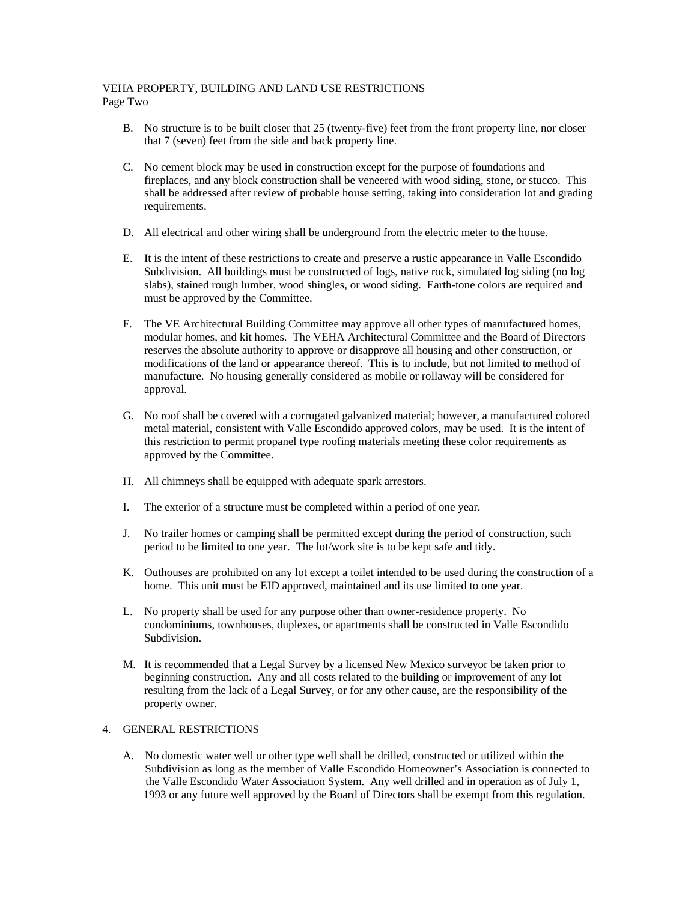B. No structure is to be built closer that 25 (twenty-five) feet from the front property line, nor closer that 7 (seven) feet from the side and back property line.

C. No cement block may be used in construction except for the purpose of foundations and fireplaces, and any block construction shall be veneered with wood siding, stone, or stucco. This shall be addressed after review of probable house setting, taking into consideration lot and grading requirements.

D. All electrical and other wiring shall be underground from the electric meter to the house.

E. It is the intent of these restrictions to create and preserve a rustic appearance in Valle Escondido Subdivision. All buildings must be constructed of logs, native rock, simulated log siding (no log slabs), stained rough lumber, wood shingles, or wood siding. Earth-tone colors are required and must be approved by the Committee.

F. The VE Architectural Building Committee may approve all other types of manufactured homes, modular homes, and kit homes. The VEHA Architectural Committee and the Board of Directors reserves the absolute authority to approve or disapprove all housing and other construction, or modifications of the land or appearance thereof. This is to include, but not limited to method of manufacture. No housing generally considered as mobile or rollaway will be considered for approval.

G. No roof shall be covered with a corrugated galvanized material; however, a manufactured colored metal material, consistent with Valle Escondido approved colors, may be used. It is the intent of this restriction to permit propanel type roofing materials meeting these color requirements as approved by the Committee.

H. All chimneys shall be equipped with adequate spark arrestors.

I. The exterior of a structure must be completed within a period of one year.

J. No trailer homes or camping shall be permitted except during the period of construction, such period to be limited to one year. The lot/work site is to be kept safe and tidy.

K. Outhouses are prohibited on any lot except a toilet intended to be used during the construction of a home. This unit must be EID approved, maintained and its use limited to one year.

L. No property shall be used for any purpose other than owner-residence property. No condominiums, townhouses, duplexes, or apartments shall be constructed in Valle Escondido Subdivision.

M. It is recommended that a Legal Survey by a licensed New Mexico surveyor be taken prior to beginning construction. Any and all costs related to the building or improvement of any lot resulting from the lack of a Legal Survey, or for any other cause, are the responsibility of the property owner.

4. GENERAL RESTRICTIONS

A. No domestic water well or other type well shall be drilled, constructed or utilized within the Subdivision as long as the member of Valle Escondido Homeowner's Association is connected to the Valle Escondido Water Association System. Any well drilled and in operation as of July 1, 1993 or any future well approved by the Board of Directors shall be exempt from this regulation.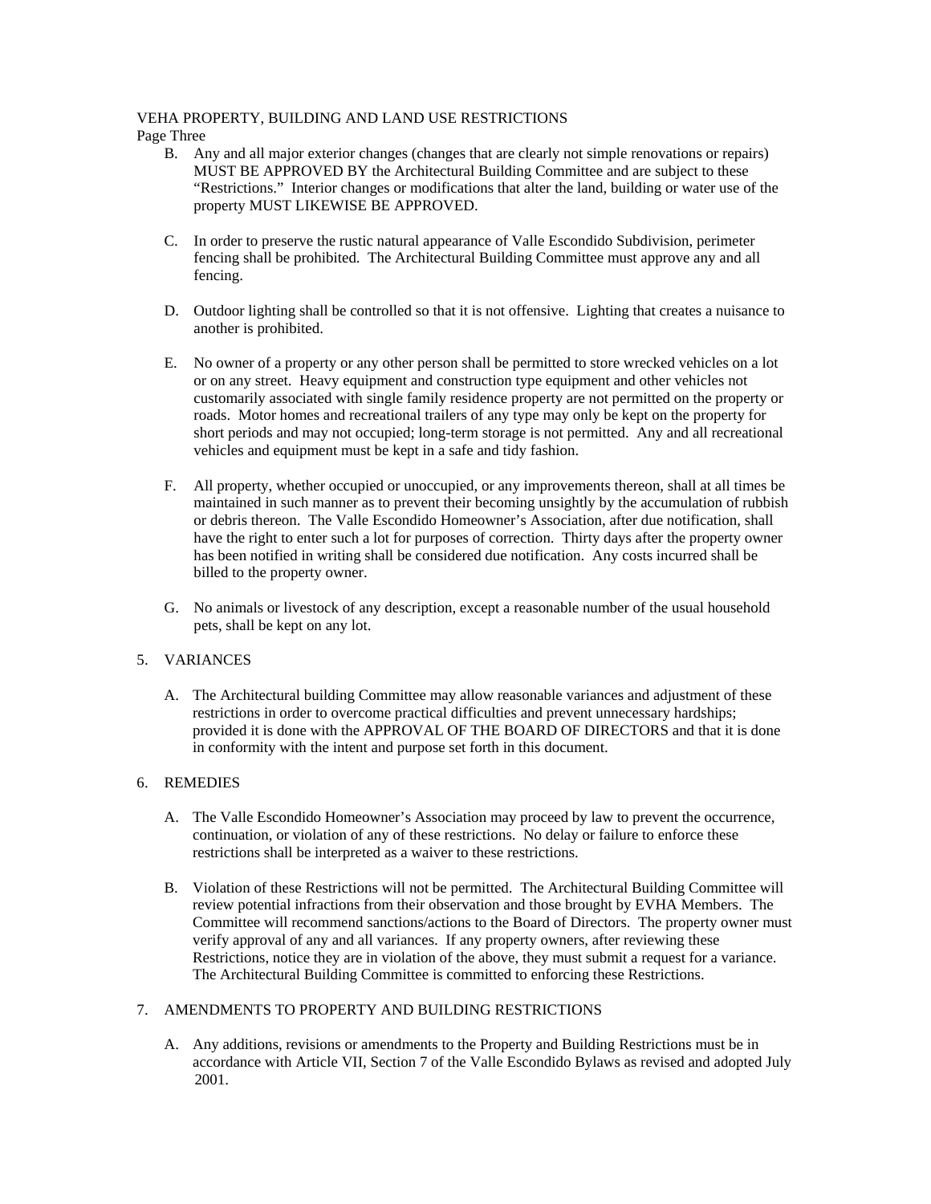B. Any and all major exterior changes (changes that are clearly not simple renovations or repairs) MUST BE APPROVED BY the Architectural Building Committee and are subject to these "Restrictions." Interior changes or modifications that alter the land, building or water use of the property MUST LIKEWISE BE APPROVED.

C. In order to preserve the rustic natural appearance of Valle Escondido Subdivision, perimeter fencing shall be prohibited. The Architectural Building Committee must approve any and all fencing.

D. Outdoor lighting shall be controlled so that it is not offensive. Lighting that creates a nuisance to another is prohibited.

E. No owner of a property or any other person shall be permitted to store wrecked vehicles on a lot or on any street. Heavy equipment and construction type equipment and other vehicles not customarily associated with single family residence property are not permitted on the property or roads. Motor homes and recreational trailers of any type may only be kept on the property for short periods and may not occupied; long-term storage is not permitted. Any and all recreational vehicles and equipment must be kept in a safe and tidy fashion.

F. All property, whether occupied or unoccupied, or any improvements thereon, shall at all times be maintained in such manner as to prevent their becoming unsightly by the accumulation of rubbish or debris thereon. The Valle Escondido Homeowner's Association, after due notification, shall have the right to enter such a lot for purposes of correction. Thirty days after the property owner has been notified in writing shall be considered due notification. Any costs incurred shall be billed to the property owner.

G. No animals or livestock of any description, except a reasonable number of the usual household pets, shall be kept on any lot.

5. VARIANCES

A. The Architectural building Committee may allow reasonable variances and adjustment of these restrictions in order to overcome practical difficulties and prevent unnecessary hardships; provided it is done with the APPROVAL OF THE BOARD OF DIRECTORS and that it is done in conformity with the intent and purpose set forth in this document.

6. REMEDIES

A. The Valle Escondido Homeowner's Association may proceed by law to prevent the occurrence, continuation, or violation of any of these restrictions. No delay or failure to enforce these restrictions shall be interpreted as a waiver to these restrictions.

B. Violation of these Restrictions will not be permitted. The Architectural Building Committee will review potential infractions from their observation and those brought by EVHA Members. The Committee will recommend sanctions/actions to the Board of Directors. The property owner must verify approval of any and all variances. If any property owners, after reviewing these Restrictions, notice they are in violation of the above, they must submit a request for a variance. The Architectural Building Committee is committed to enforcing these Restrictions.

7. AMENDMENTS TO PROPERTY AND BUILDING RESTRICTIONS

A. Any additions, revisions or amendments to the Property and Building Restrictions must be in accordance with Article VII, Section 7 of the Valle Escondido Bylaws as revised and adopted July 2001.